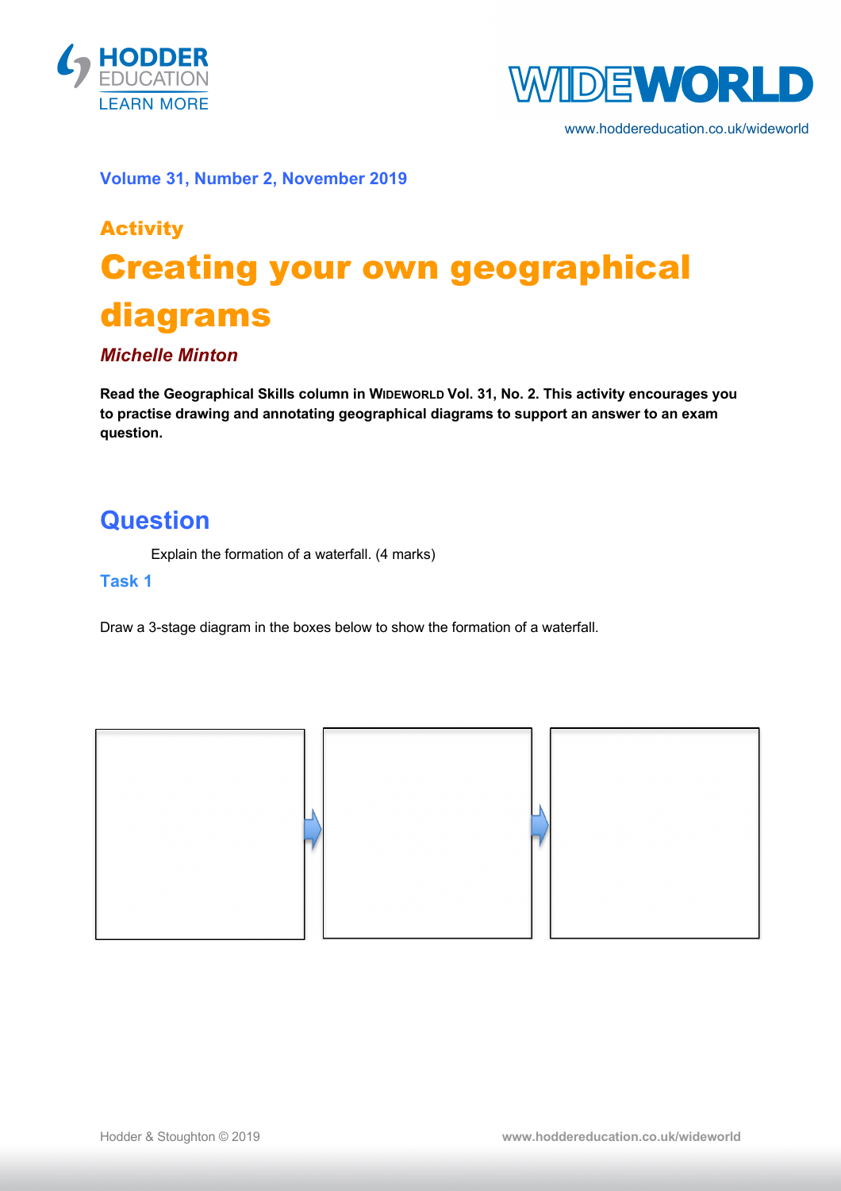**Volume 31, Number 2, November 2019**

## Activity

# Creating your own geographical diagrams

***Michelle Minton***

**Read the Geographical Skills column in WIDEWORLD Vol. 31, No. 2. This activity encourages you to practise drawing and annotating geographical diagrams to support an answer to an exam question.**

## Question

Explain the formation of a waterfall. (4 marks)

### Task 1

Draw a 3-stage diagram in the boxes below to show the formation of a waterfall.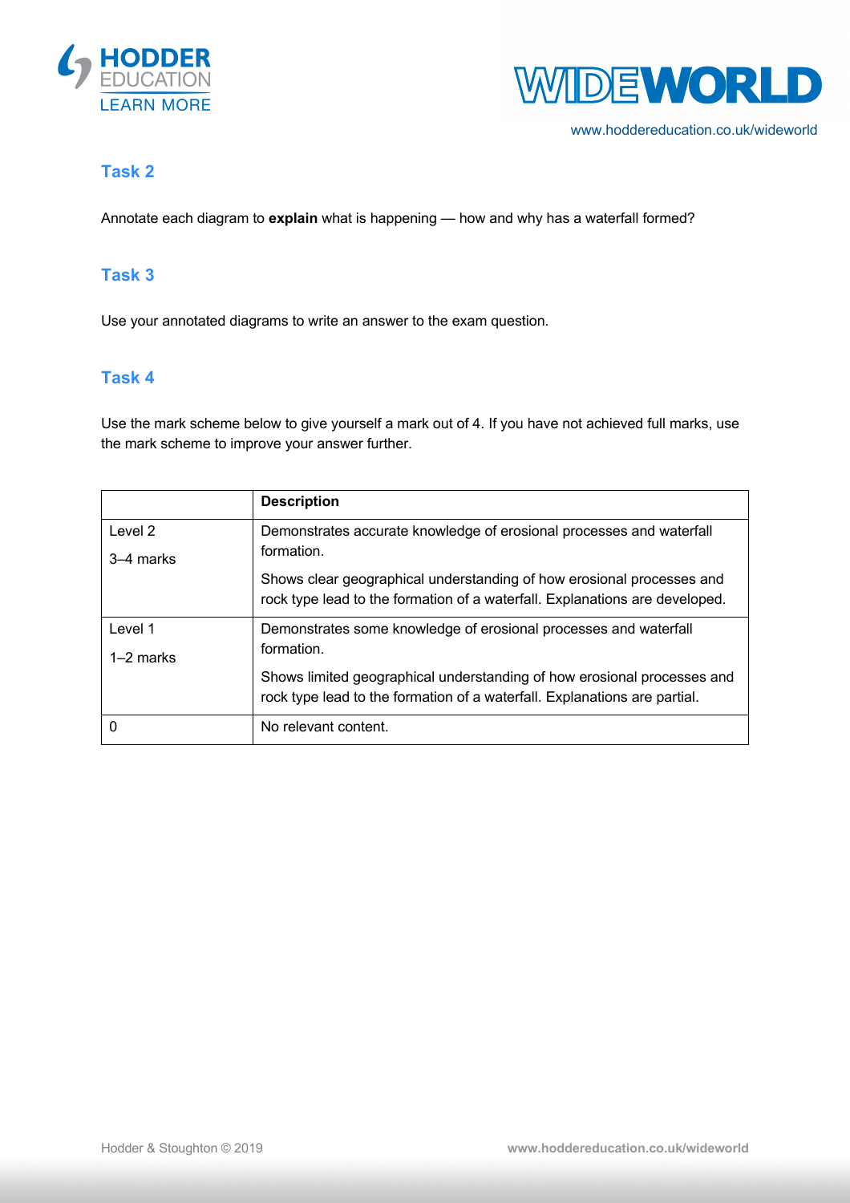## Task 2

Annotate each diagram to **explain** what is happening — how and why has a waterfall formed?

## Task 3

Use your annotated diagrams to write an answer to the exam question.

## Task 4

Use the mark scheme below to give yourself a mark out of 4. If you have not achieved full marks, use the mark scheme to improve your answer further.

| | **Description** |
|---|---|
| Level 2<br><br>3–4 marks | Demonstrates accurate knowledge of erosional processes and waterfall formation.<br><br>Shows clear geographical understanding of how erosional processes and rock type lead to the formation of a waterfall. Explanations are developed. |
| Level 1<br><br>1–2 marks | Demonstrates some knowledge of erosional processes and waterfall formation.<br><br>Shows limited geographical understanding of how erosional processes and rock type lead to the formation of a waterfall. Explanations are partial. |
| 0 | No relevant content. |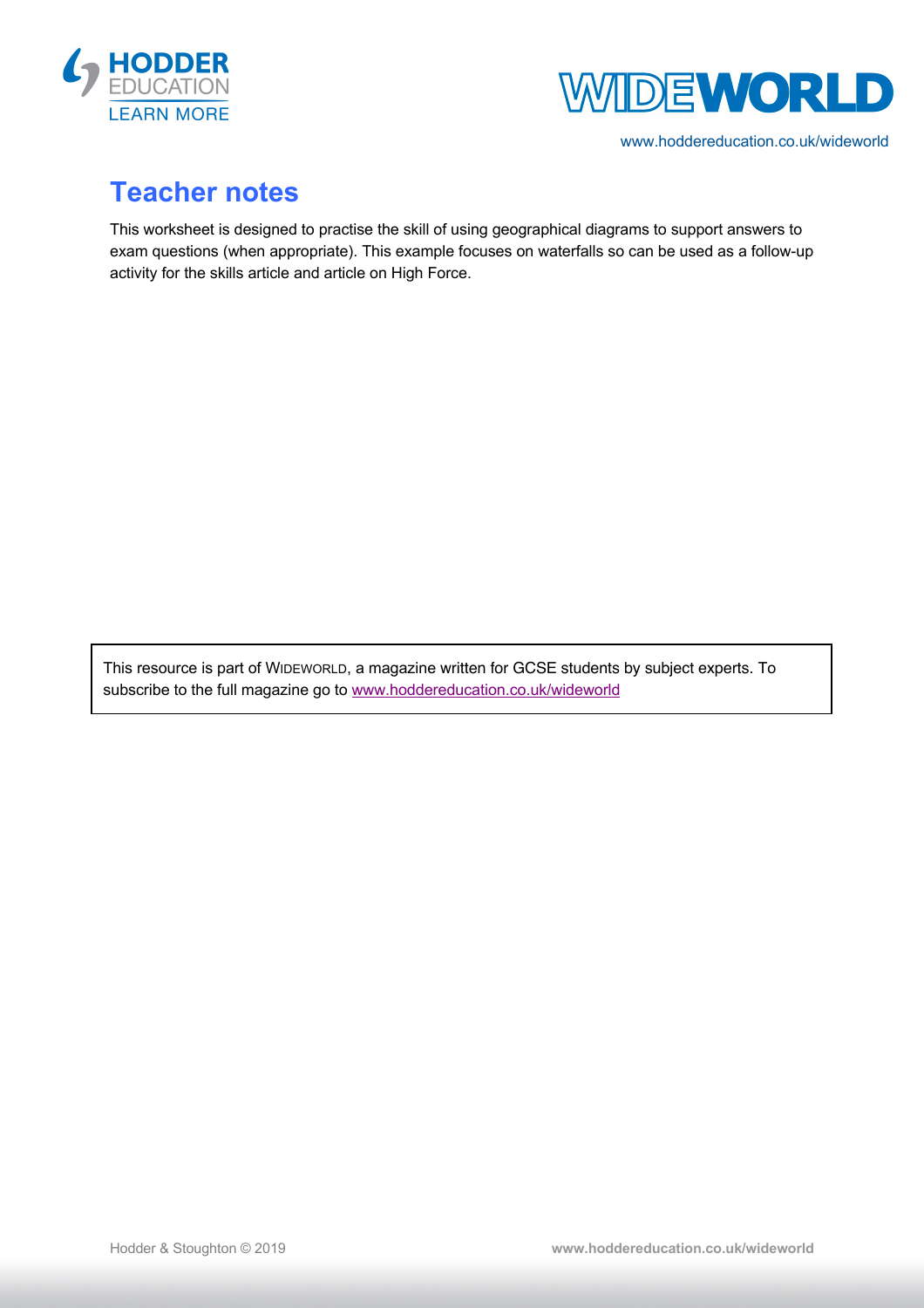# Teacher notes

This worksheet is designed to practise the skill of using geographical diagrams to support answers to exam questions (when appropriate). This example focuses on waterfalls so can be used as a follow-up activity for the skills article and article on High Force.

This resource is part of WIDEWORLD, a magazine written for GCSE students by subject experts. To subscribe to the full magazine go to www.hoddereducation.co.uk/wideworld